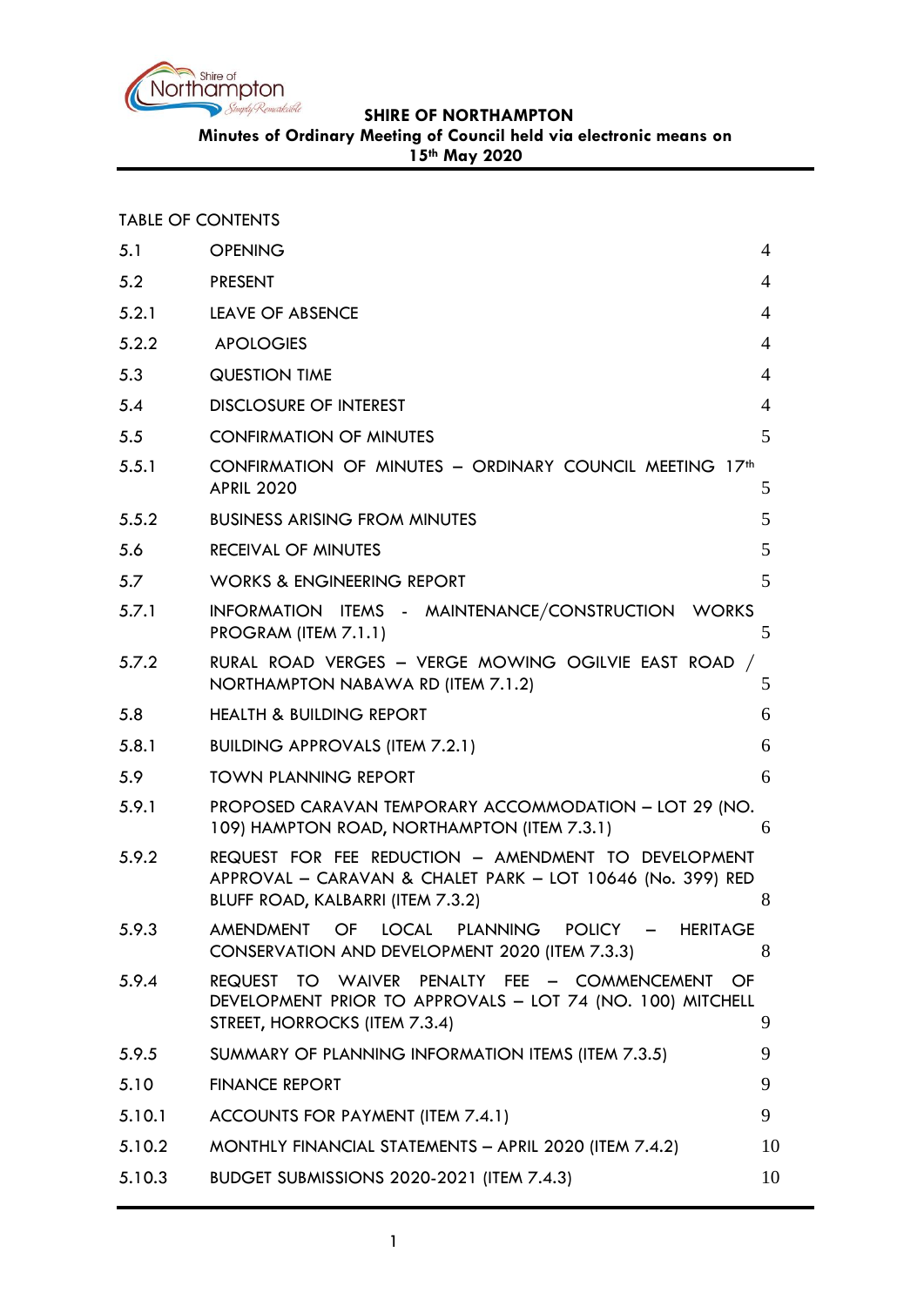**SHIRE OF NORTHAMPTON**

**Minutes of Ordinary Meeting of Council held via electronic means on 15th May 2020**

TABLE OF CONTENTS

| | | |
|---|---|---|
| 5.1 | OPENING | 4 |
| 5.2 | PRESENT | 4 |
| 5.2.1 | LEAVE OF ABSENCE | 4 |
| 5.2.2 | APOLOGIES | 4 |
| 5.3 | QUESTION TIME | 4 |
| 5.4 | DISCLOSURE OF INTEREST | 4 |
| 5.5 | CONFIRMATION OF MINUTES | 5 |
| 5.5.1 | CONFIRMATION OF MINUTES – ORDINARY COUNCIL MEETING 17th APRIL 2020 | 5 |
| 5.5.2 | BUSINESS ARISING FROM MINUTES | 5 |
| 5.6 | RECEIVAL OF MINUTES | 5 |
| 5.7 | WORKS & ENGINEERING REPORT | 5 |
| 5.7.1 | INFORMATION ITEMS - MAINTENANCE/CONSTRUCTION WORKS PROGRAM (ITEM 7.1.1) | 5 |
| 5.7.2 | RURAL ROAD VERGES – VERGE MOWING OGILVIE EAST ROAD / NORTHAMPTON NABAWA RD (ITEM 7.1.2) | 5 |
| 5.8 | HEALTH & BUILDING REPORT | 6 |
| 5.8.1 | BUILDING APPROVALS (ITEM 7.2.1) | 6 |
| 5.9 | TOWN PLANNING REPORT | 6 |
| 5.9.1 | PROPOSED CARAVAN TEMPORARY ACCOMMODATION – LOT 29 (NO. 109) HAMPTON ROAD, NORTHAMPTON (ITEM 7.3.1) | 6 |
| 5.9.2 | REQUEST FOR FEE REDUCTION – AMENDMENT TO DEVELOPMENT APPROVAL – CARAVAN & CHALET PARK – LOT 10646 (No. 399) RED BLUFF ROAD, KALBARRI (ITEM 7.3.2) | 8 |
| 5.9.3 | AMENDMENT OF LOCAL PLANNING POLICY – HERITAGE CONSERVATION AND DEVELOPMENT 2020 (ITEM 7.3.3) | 8 |
| 5.9.4 | REQUEST TO WAIVER PENALTY FEE – COMMENCEMENT OF DEVELOPMENT PRIOR TO APPROVALS – LOT 74 (NO. 100) MITCHELL STREET, HORROCKS (ITEM 7.3.4) | 9 |
| 5.9.5 | SUMMARY OF PLANNING INFORMATION ITEMS (ITEM 7.3.5) | 9 |
| 5.10 | FINANCE REPORT | 9 |
| 5.10.1 | ACCOUNTS FOR PAYMENT (ITEM 7.4.1) | 9 |
| 5.10.2 | MONTHLY FINANCIAL STATEMENTS – APRIL 2020 (ITEM 7.4.2) | 10 |
| 5.10.3 | BUDGET SUBMISSIONS 2020-2021 (ITEM 7.4.3) | 10 |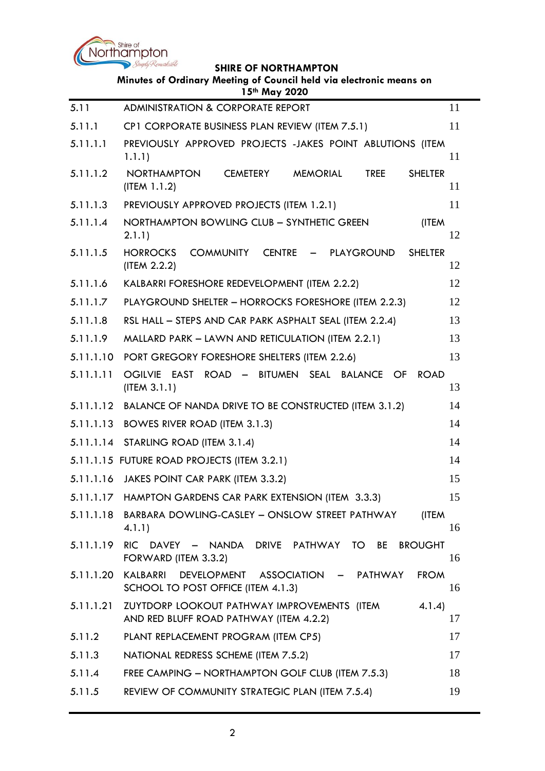| | | |
|---|---|---|
| 5.11 | ADMINISTRATION & CORPORATE REPORT | 11 |
| 5.11.1 | CP1 CORPORATE BUSINESS PLAN REVIEW (ITEM 7.5.1) | 11 |
| 5.11.1.1 | PREVIOUSLY APPROVED PROJECTS -JAKES POINT ABLUTIONS (ITEM 1.1.1) | 11 |
| 5.11.1.2 | NORTHAMPTON CEMETERY MEMORIAL TREE SHELTER (ITEM 1.1.2) | 11 |
| 5.11.1.3 | PREVIOUSLY APPROVED PROJECTS (ITEM 1.2.1) | 11 |
| 5.11.1.4 | NORTHAMPTON BOWLING CLUB – SYNTHETIC GREEN (ITEM 2.1.1) | 12 |
| 5.11.1.5 | HORROCKS COMMUNITY CENTRE – PLAYGROUND SHELTER (ITEM 2.2.2) | 12 |
| 5.11.1.6 | KALBARRI FORESHORE REDEVELOPMENT (ITEM 2.2.2) | 12 |
| 5.11.1.7 | PLAYGROUND SHELTER – HORROCKS FORESHORE (ITEM 2.2.3) | 12 |
| 5.11.1.8 | RSL HALL – STEPS AND CAR PARK ASPHALT SEAL (ITEM 2.2.4) | 13 |
| 5.11.1.9 | MALLARD PARK – LAWN AND RETICULATION (ITEM 2.2.1) | 13 |
| 5.11.1.10 | PORT GREGORY FORESHORE SHELTERS (ITEM 2.2.6) | 13 |
| 5.11.1.11 | OGILVIE EAST ROAD – BITUMEN SEAL BALANCE OF ROAD (ITEM 3.1.1) | 13 |
| 5.11.1.12 | BALANCE OF NANDA DRIVE TO BE CONSTRUCTED (ITEM 3.1.2) | 14 |
| 5.11.1.13 | BOWES RIVER ROAD (ITEM 3.1.3) | 14 |
| 5.11.1.14 | STARLING ROAD (ITEM 3.1.4) | 14 |
| 5.11.1.15 | FUTURE ROAD PROJECTS (ITEM 3.2.1) | 14 |
| 5.11.1.16 | JAKES POINT CAR PARK (ITEM 3.3.2) | 15 |
| 5.11.1.17 | HAMPTON GARDENS CAR PARK EXTENSION (ITEM 3.3.3) | 15 |
| 5.11.1.18 | BARBARA DOWLING-CASLEY – ONSLOW STREET PATHWAY (ITEM 4.1.1) | 16 |
| 5.11.1.19 | RIC DAVEY – NANDA DRIVE PATHWAY TO BE BROUGHT FORWARD (ITEM 3.3.2) | 16 |
| 5.11.1.20 | KALBARRI DEVELOPMENT ASSOCIATION – PATHWAY FROM SCHOOL TO POST OFFICE (ITEM 4.1.3) | 16 |
| 5.11.1.21 | ZUYTDORP LOOKOUT PATHWAY IMPROVEMENTS (ITEM 4.1.4) AND RED BLUFF ROAD PATHWAY (ITEM 4.2.2) | 17 |
| 5.11.2 | PLANT REPLACEMENT PROGRAM (ITEM CP5) | 17 |
| 5.11.3 | NATIONAL REDRESS SCHEME (ITEM 7.5.2) | 17 |
| 5.11.4 | FREE CAMPING – NORTHAMPTON GOLF CLUB (ITEM 7.5.3) | 18 |
| 5.11.5 | REVIEW OF COMMUNITY STRATEGIC PLAN (ITEM 7.5.4) | 19 |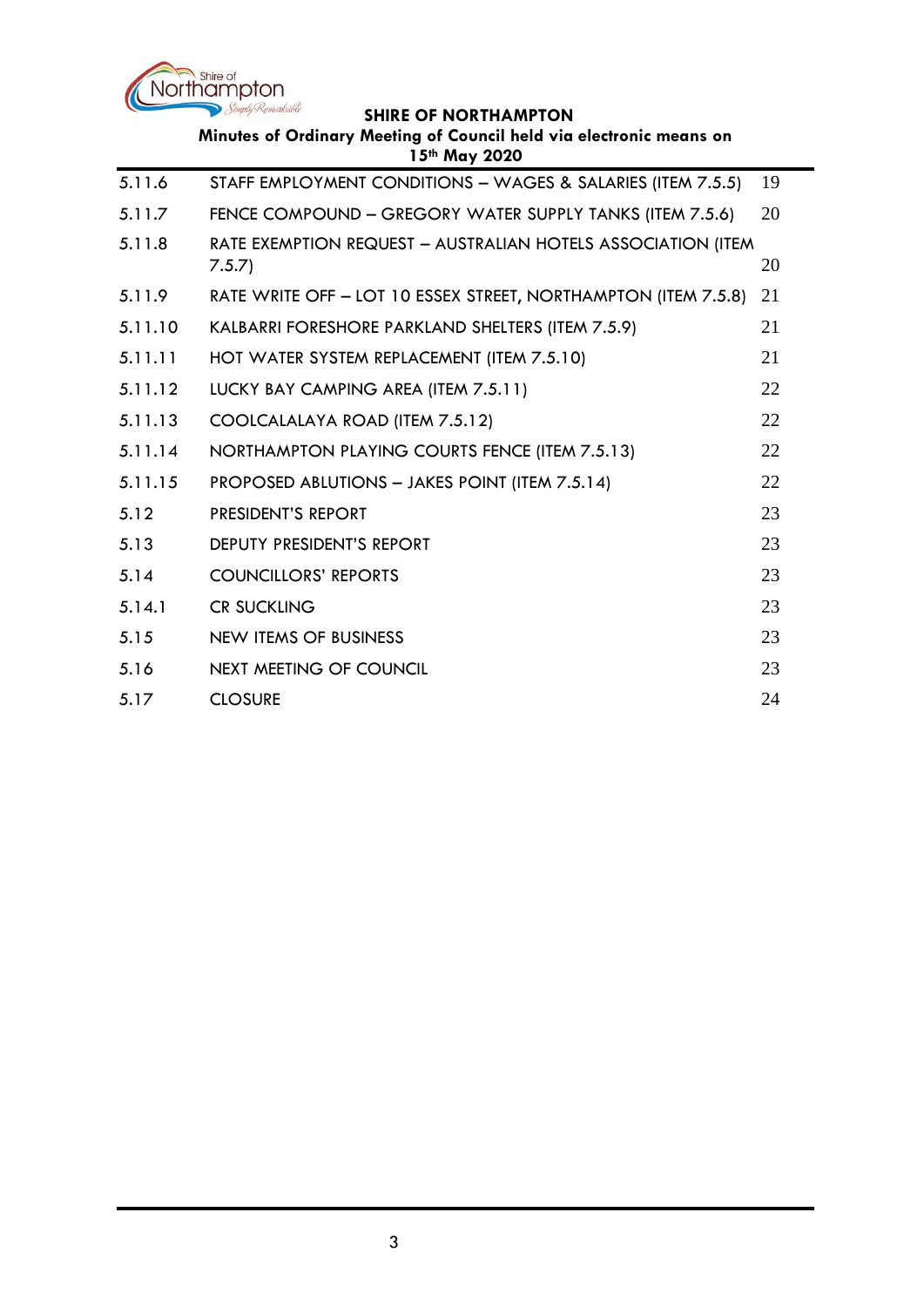| | | |
|---|---|---|
| 5.11.6 | STAFF EMPLOYMENT CONDITIONS – WAGES & SALARIES (ITEM 7.5.5) | 19 |
| 5.11.7 | FENCE COMPOUND – GREGORY WATER SUPPLY TANKS (ITEM 7.5.6) | 20 |
| 5.11.8 | RATE EXEMPTION REQUEST – AUSTRALIAN HOTELS ASSOCIATION (ITEM 7.5.7) | 20 |
| 5.11.9 | RATE WRITE OFF – LOT 10 ESSEX STREET, NORTHAMPTON (ITEM 7.5.8) | 21 |
| 5.11.10 | KALBARRI FORESHORE PARKLAND SHELTERS (ITEM 7.5.9) | 21 |
| 5.11.11 | HOT WATER SYSTEM REPLACEMENT (ITEM 7.5.10) | 21 |
| 5.11.12 | LUCKY BAY CAMPING AREA (ITEM 7.5.11) | 22 |
| 5.11.13 | COOLCALALAYA ROAD (ITEM 7.5.12) | 22 |
| 5.11.14 | NORTHAMPTON PLAYING COURTS FENCE (ITEM 7.5.13) | 22 |
| 5.11.15 | PROPOSED ABLUTIONS – JAKES POINT (ITEM 7.5.14) | 22 |
| 5.12 | PRESIDENT'S REPORT | 23 |
| 5.13 | DEPUTY PRESIDENT'S REPORT | 23 |
| 5.14 | COUNCILLORS' REPORTS | 23 |
| 5.14.1 | CR SUCKLING | 23 |
| 5.15 | NEW ITEMS OF BUSINESS | 23 |
| 5.16 | NEXT MEETING OF COUNCIL | 23 |
| 5.17 | CLOSURE | 24 |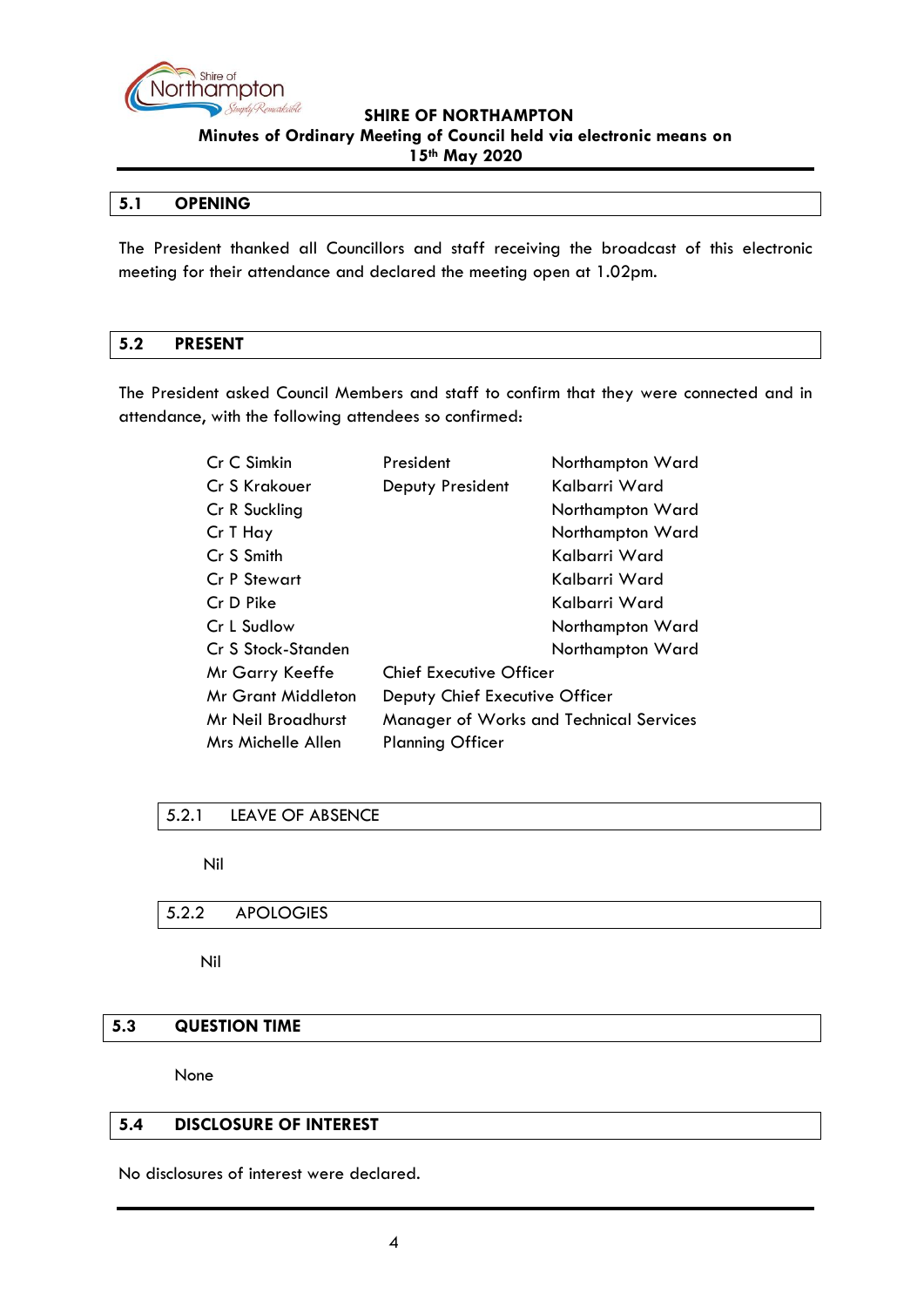## 5.1 OPENING

The President thanked all Councillors and staff receiving the broadcast of this electronic meeting for their attendance and declared the meeting open at 1.02pm.

## 5.2 PRESENT

The President asked Council Members and staff to confirm that they were connected and in attendance, with the following attendees so confirmed:

| | | |
|---|---|---|
| Cr C Simkin | President | Northampton Ward |
| Cr S Krakouer | Deputy President | Kalbarri Ward |
| Cr R Suckling | | Northampton Ward |
| Cr T Hay | | Northampton Ward |
| Cr S Smith | | Kalbarri Ward |
| Cr P Stewart | | Kalbarri Ward |
| Cr D Pike | | Kalbarri Ward |
| Cr L Sudlow | | Northampton Ward |
| Cr S Stock-Standen | | Northampton Ward |
| Mr Garry Keeffe | Chief Executive Officer | |
| Mr Grant Middleton | Deputy Chief Executive Officer | |
| Mr Neil Broadhurst | Manager of Works and Technical Services | |
| Mrs Michelle Allen | Planning Officer | |

### 5.2.1 LEAVE OF ABSENCE

Nil

### 5.2.2 APOLOGIES

Nil

## 5.3 QUESTION TIME

None

## 5.4 DISCLOSURE OF INTEREST

No disclosures of interest were declared.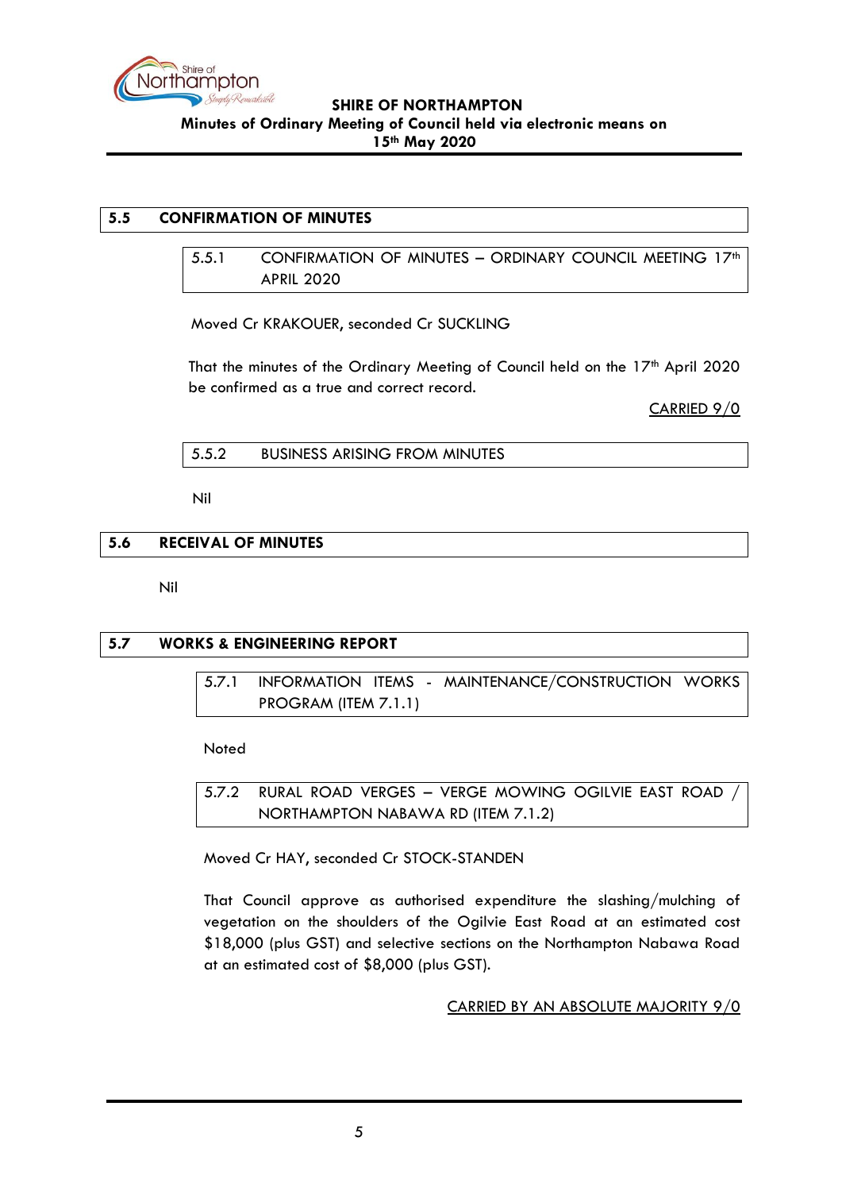## 5.5 CONFIRMATION OF MINUTES

### 5.5.1 CONFIRMATION OF MINUTES – ORDINARY COUNCIL MEETING 17th APRIL 2020

Moved Cr KRAKOUER, seconded Cr SUCKLING

That the minutes of the Ordinary Meeting of Council held on the 17th April 2020 be confirmed as a true and correct record.

CARRIED 9/0

### 5.5.2 BUSINESS ARISING FROM MINUTES

Nil

## 5.6 RECEIVAL OF MINUTES

Nil

## 5.7 WORKS & ENGINEERING REPORT

### 5.7.1 INFORMATION ITEMS - MAINTENANCE/CONSTRUCTION WORKS PROGRAM (ITEM 7.1.1)

Noted

### 5.7.2 RURAL ROAD VERGES – VERGE MOWING OGILVIE EAST ROAD / NORTHAMPTON NABAWA RD (ITEM 7.1.2)

Moved Cr HAY, seconded Cr STOCK-STANDEN

That Council approve as authorised expenditure the slashing/mulching of vegetation on the shoulders of the Ogilvie East Road at an estimated cost $18,000 (plus GST) and selective sections on the Northampton Nabawa Road at an estimated cost of $8,000 (plus GST).

CARRIED BY AN ABSOLUTE MAJORITY 9/0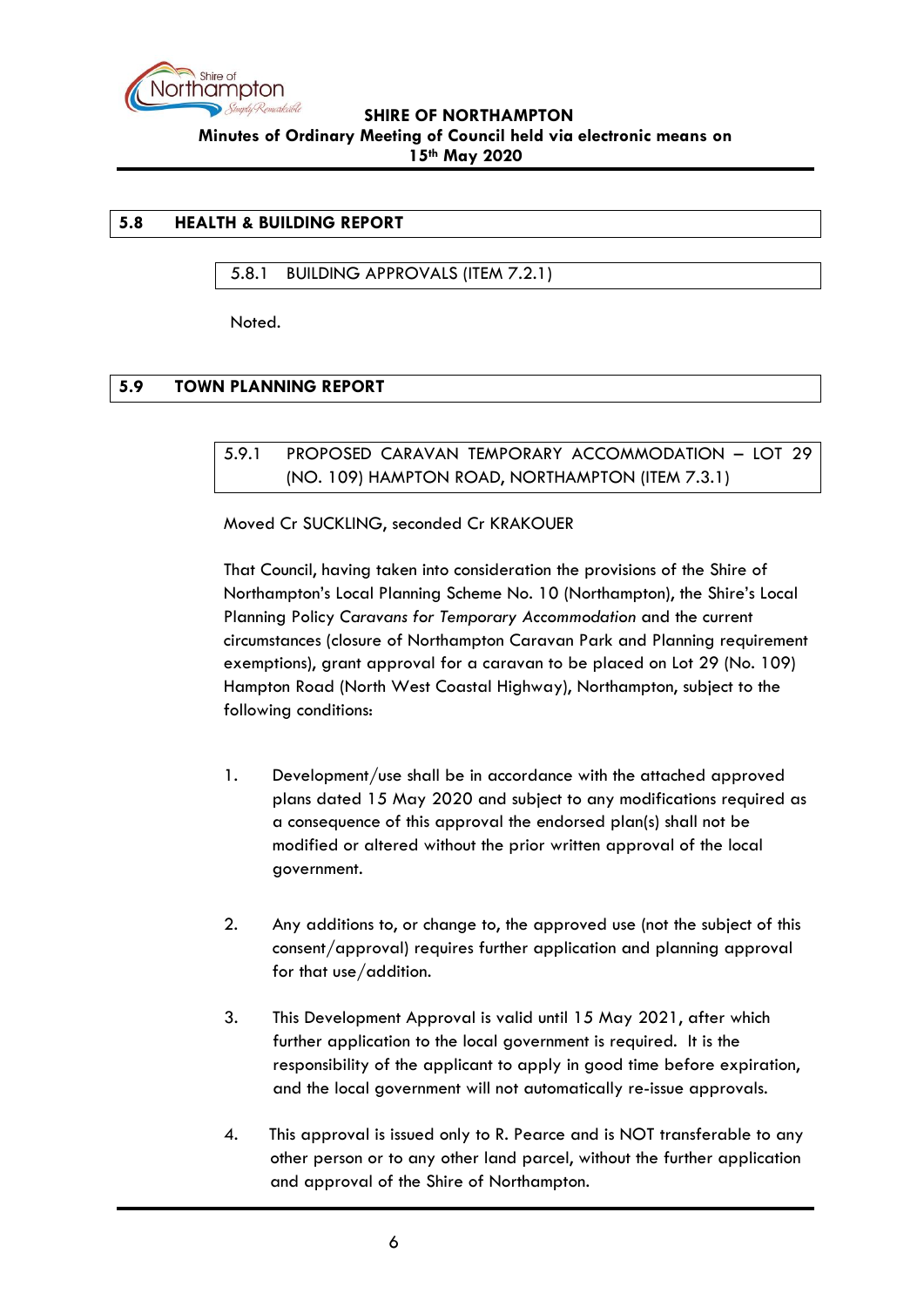## 5.8 HEALTH & BUILDING REPORT

### 5.8.1 BUILDING APPROVALS (ITEM 7.2.1)

Noted.

## 5.9 TOWN PLANNING REPORT

### 5.9.1 PROPOSED CARAVAN TEMPORARY ACCOMMODATION – LOT 29 (NO. 109) HAMPTON ROAD, NORTHAMPTON (ITEM 7.3.1)

Moved Cr SUCKLING, seconded Cr KRAKOUER

That Council, having taken into consideration the provisions of the Shire of Northampton's Local Planning Scheme No. 10 (Northampton), the Shire's Local Planning Policy *Caravans for Temporary Accommodation* and the current circumstances (closure of Northampton Caravan Park and Planning requirement exemptions), grant approval for a caravan to be placed on Lot 29 (No. 109) Hampton Road (North West Coastal Highway), Northampton, subject to the following conditions:

1. Development/use shall be in accordance with the attached approved plans dated 15 May 2020 and subject to any modifications required as a consequence of this approval the endorsed plan(s) shall not be modified or altered without the prior written approval of the local government.

2. Any additions to, or change to, the approved use (not the subject of this consent/approval) requires further application and planning approval for that use/addition.

3. This Development Approval is valid until 15 May 2021, after which further application to the local government is required. It is the responsibility of the applicant to apply in good time before expiration, and the local government will not automatically re-issue approvals.

4. This approval is issued only to R. Pearce and is NOT transferable to any other person or to any other land parcel, without the further application and approval of the Shire of Northampton.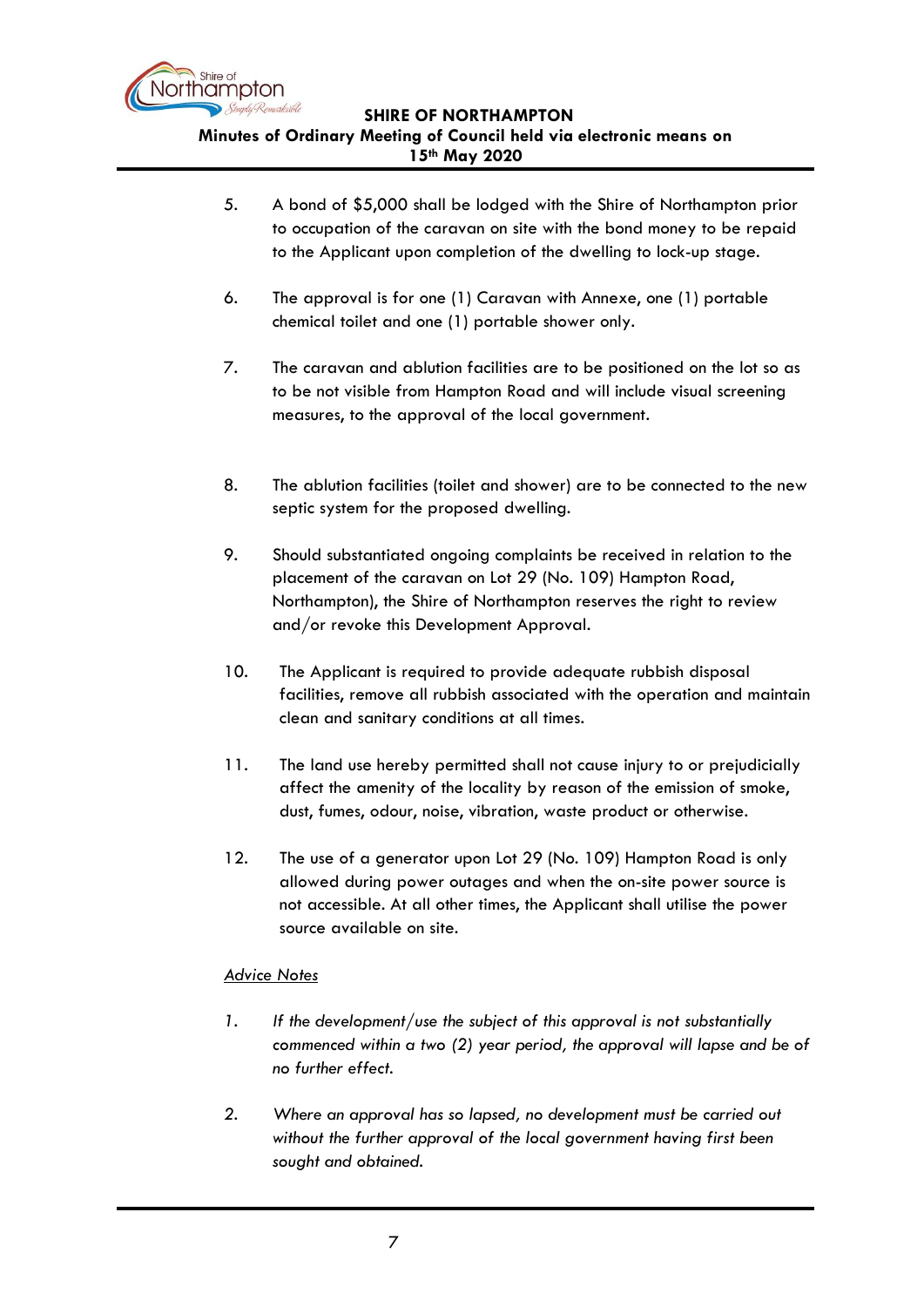5. A bond of $5,000 shall be lodged with the Shire of Northampton prior to occupation of the caravan on site with the bond money to be repaid to the Applicant upon completion of the dwelling to lock-up stage.

6. The approval is for one (1) Caravan with Annexe, one (1) portable chemical toilet and one (1) portable shower only.

7. The caravan and ablution facilities are to be positioned on the lot so as to be not visible from Hampton Road and will include visual screening measures, to the approval of the local government.

8. The ablution facilities (toilet and shower) are to be connected to the new septic system for the proposed dwelling.

9. Should substantiated ongoing complaints be received in relation to the placement of the caravan on Lot 29 (No. 109) Hampton Road, Northampton), the Shire of Northampton reserves the right to review and/or revoke this Development Approval.

10. The Applicant is required to provide adequate rubbish disposal facilities, remove all rubbish associated with the operation and maintain clean and sanitary conditions at all times.

11. The land use hereby permitted shall not cause injury to or prejudicially affect the amenity of the locality by reason of the emission of smoke, dust, fumes, odour, noise, vibration, waste product or otherwise.

12. The use of a generator upon Lot 29 (No. 109) Hampton Road is only allowed during power outages and when the on-site power source is not accessible. At all other times, the Applicant shall utilise the power source available on site.

<u>Advice Notes</u>

1. *If the development/use the subject of this approval is not substantially commenced within a two (2) year period, the approval will lapse and be of no further effect.*

2. *Where an approval has so lapsed, no development must be carried out without the further approval of the local government having first been sought and obtained.*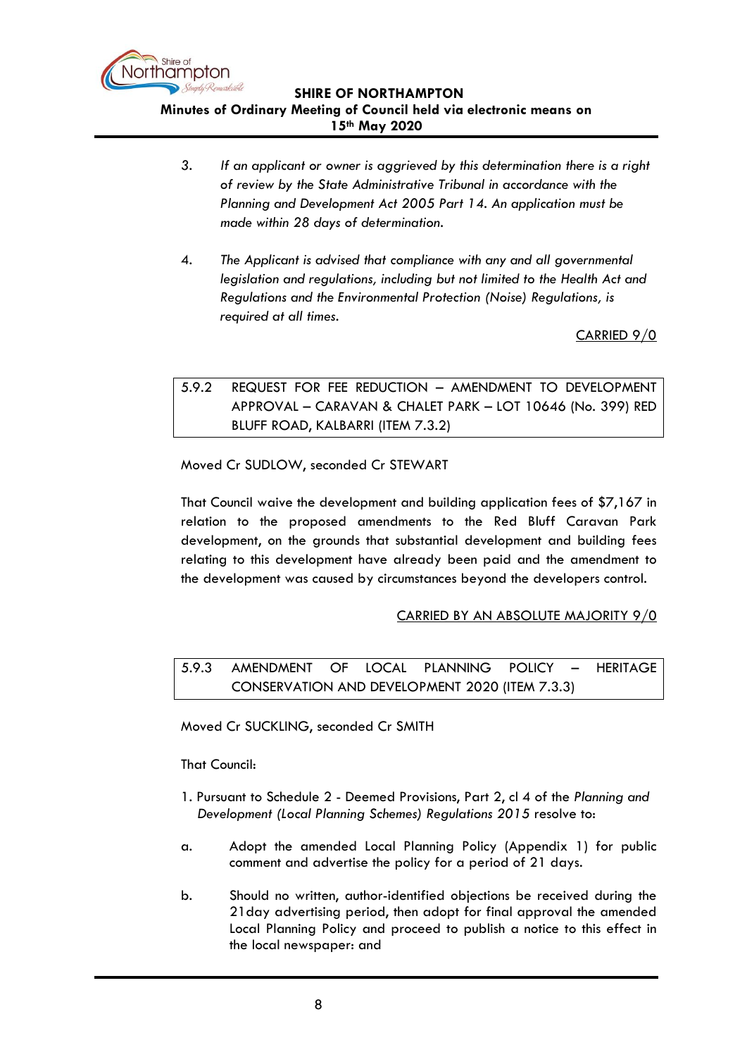3. *If an applicant or owner is aggrieved by this determination there is a right of review by the State Administrative Tribunal in accordance with the Planning and Development Act 2005 Part 14. An application must be made within 28 days of determination.*

4. *The Applicant is advised that compliance with any and all governmental legislation and regulations, including but not limited to the Health Act and Regulations and the Environmental Protection (Noise) Regulations, is required at all times.*

<u>CARRIED 9/0</u>

### 5.9.2 REQUEST FOR FEE REDUCTION – AMENDMENT TO DEVELOPMENT APPROVAL – CARAVAN & CHALET PARK – LOT 10646 (No. 399) RED BLUFF ROAD, KALBARRI (ITEM 7.3.2)

Moved Cr SUDLOW, seconded Cr STEWART

That Council waive the development and building application fees of $7,167 in relation to the proposed amendments to the Red Bluff Caravan Park development, on the grounds that substantial development and building fees relating to this development have already been paid and the amendment to the development was caused by circumstances beyond the developers control.

<u>CARRIED BY AN ABSOLUTE MAJORITY 9/0</u>

### 5.9.3 AMENDMENT OF LOCAL PLANNING POLICY – HERITAGE CONSERVATION AND DEVELOPMENT 2020 (ITEM 7.3.3)

Moved Cr SUCKLING, seconded Cr SMITH

That Council:

1. Pursuant to Schedule 2 - Deemed Provisions, Part 2, cl 4 of the *Planning and Development (Local Planning Schemes) Regulations 2015* resolve to:

a. Adopt the amended Local Planning Policy (Appendix 1) for public comment and advertise the policy for a period of 21 days.

b. Should no written, author-identified objections be received during the 21day advertising period, then adopt for final approval the amended Local Planning Policy and proceed to publish a notice to this effect in the local newspaper: and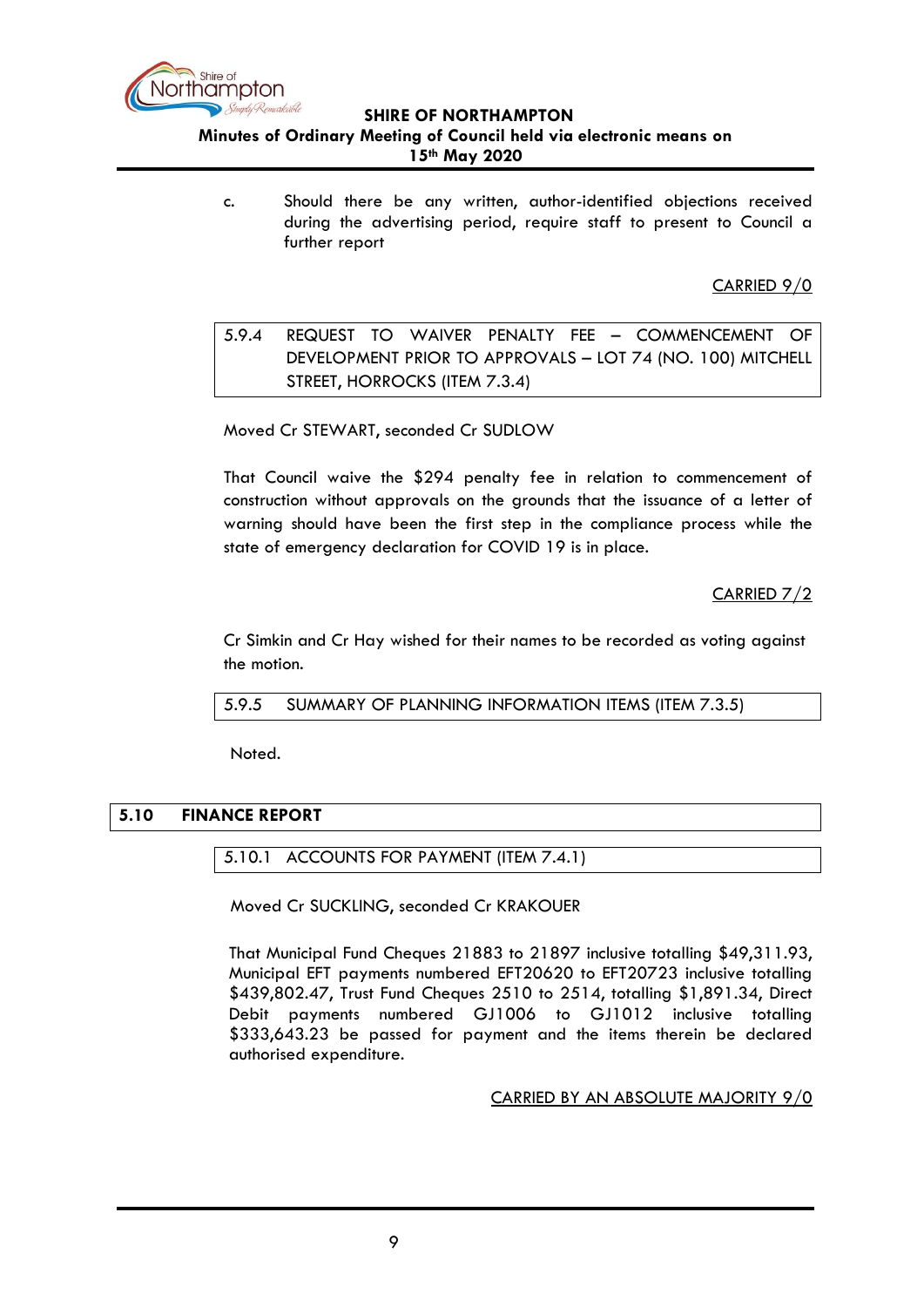c. Should there be any written, author-identified objections received during the advertising period, require staff to present to Council a further report

CARRIED 9/0

### 5.9.4 REQUEST TO WAIVER PENALTY FEE – COMMENCEMENT OF DEVELOPMENT PRIOR TO APPROVALS – LOT 74 (NO. 100) MITCHELL STREET, HORROCKS (ITEM 7.3.4)

Moved Cr STEWART, seconded Cr SUDLOW

That Council waive the $294 penalty fee in relation to commencement of construction without approvals on the grounds that the issuance of a letter of warning should have been the first step in the compliance process while the state of emergency declaration for COVID 19 is in place.

CARRIED 7/2

Cr Simkin and Cr Hay wished for their names to be recorded as voting against the motion.

### 5.9.5 SUMMARY OF PLANNING INFORMATION ITEMS (ITEM 7.3.5)

Noted.

## 5.10 FINANCE REPORT

### 5.10.1 ACCOUNTS FOR PAYMENT (ITEM 7.4.1)

Moved Cr SUCKLING, seconded Cr KRAKOUER

That Municipal Fund Cheques 21883 to 21897 inclusive totalling $49,311.93, Municipal EFT payments numbered EFT20620 to EFT20723 inclusive totalling $439,802.47, Trust Fund Cheques 2510 to 2514, totalling $1,891.34, Direct Debit payments numbered GJ1006 to GJ1012 inclusive totalling $333,643.23 be passed for payment and the items therein be declared authorised expenditure.

CARRIED BY AN ABSOLUTE MAJORITY 9/0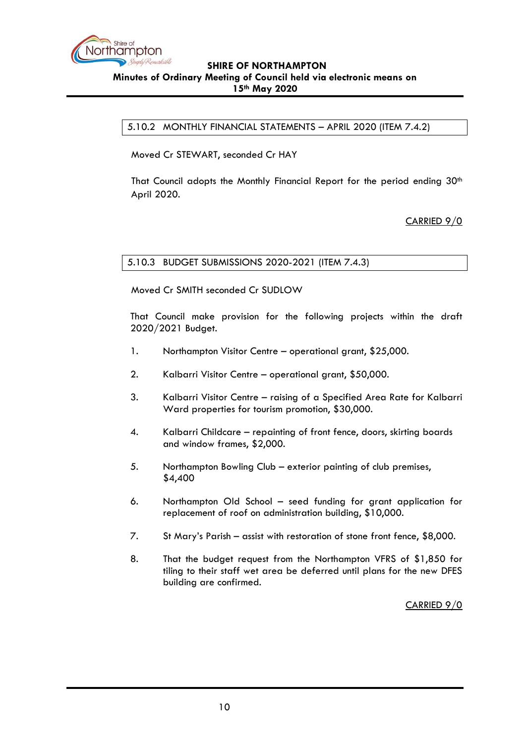### 5.10.2 MONTHLY FINANCIAL STATEMENTS – APRIL 2020 (ITEM 7.4.2)

Moved Cr STEWART, seconded Cr HAY

That Council adopts the Monthly Financial Report for the period ending 30th April 2020.

CARRIED 9/0

### 5.10.3 BUDGET SUBMISSIONS 2020-2021 (ITEM 7.4.3)

Moved Cr SMITH seconded Cr SUDLOW

That Council make provision for the following projects within the draft 2020/2021 Budget.

1. Northampton Visitor Centre – operational grant, $25,000.
2. Kalbarri Visitor Centre – operational grant, $50,000.
3. Kalbarri Visitor Centre – raising of a Specified Area Rate for Kalbarri Ward properties for tourism promotion, $30,000.
4. Kalbarri Childcare – repainting of front fence, doors, skirting boards and window frames, $2,000.
5. Northampton Bowling Club – exterior painting of club premises, $4,400
6. Northampton Old School – seed funding for grant application for replacement of roof on administration building, $10,000.
7. St Mary's Parish – assist with restoration of stone front fence, $8,000.
8. That the budget request from the Northampton VFRS of $1,850 for tiling to their staff wet area be deferred until plans for the new DFES building are confirmed.

CARRIED 9/0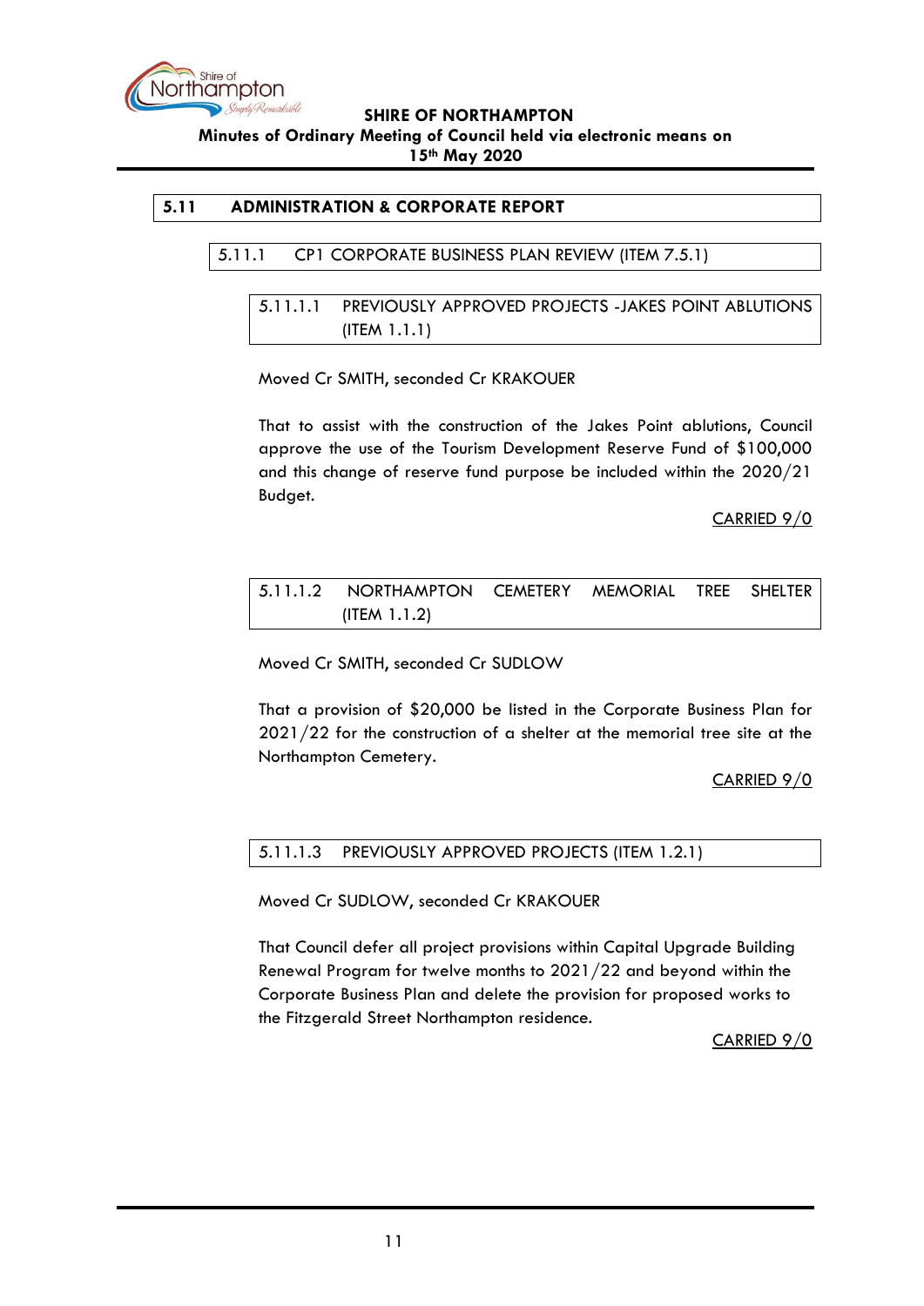## 5.11 ADMINISTRATION & CORPORATE REPORT

### 5.11.1 CP1 CORPORATE BUSINESS PLAN REVIEW (ITEM 7.5.1)

#### 5.11.1.1 PREVIOUSLY APPROVED PROJECTS -JAKES POINT ABLUTIONS (ITEM 1.1.1)

Moved Cr SMITH, seconded Cr KRAKOUER

That to assist with the construction of the Jakes Point ablutions, Council approve the use of the Tourism Development Reserve Fund of $100,000 and this change of reserve fund purpose be included within the 2020/21 Budget.

CARRIED 9/0

#### 5.11.1.2 NORTHAMPTON CEMETERY MEMORIAL TREE SHELTER (ITEM 1.1.2)

Moved Cr SMITH, seconded Cr SUDLOW

That a provision of $20,000 be listed in the Corporate Business Plan for 2021/22 for the construction of a shelter at the memorial tree site at the Northampton Cemetery.

CARRIED 9/0

#### 5.11.1.3 PREVIOUSLY APPROVED PROJECTS (ITEM 1.2.1)

Moved Cr SUDLOW, seconded Cr KRAKOUER

That Council defer all project provisions within Capital Upgrade Building Renewal Program for twelve months to 2021/22 and beyond within the Corporate Business Plan and delete the provision for proposed works to the Fitzgerald Street Northampton residence.

CARRIED 9/0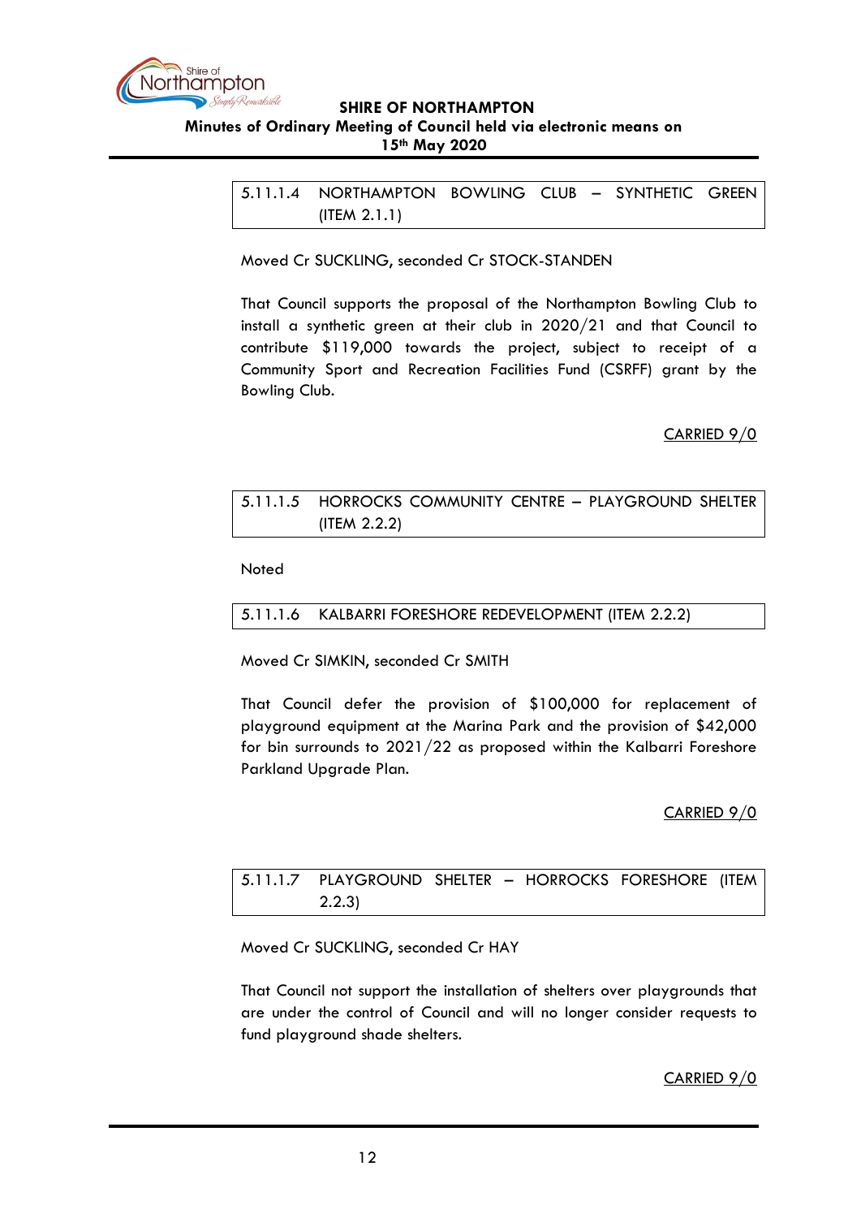### 5.11.1.4 NORTHAMPTON BOWLING CLUB – SYNTHETIC GREEN (ITEM 2.1.1)

Moved Cr SUCKLING, seconded Cr STOCK-STANDEN

That Council supports the proposal of the Northampton Bowling Club to install a synthetic green at their club in 2020/21 and that Council to contribute $119,000 towards the project, subject to receipt of a Community Sport and Recreation Facilities Fund (CSRFF) grant by the Bowling Club.

<u>CARRIED 9/0</u>

### 5.11.1.5 HORROCKS COMMUNITY CENTRE – PLAYGROUND SHELTER (ITEM 2.2.2)

Noted

### 5.11.1.6 KALBARRI FORESHORE REDEVELOPMENT (ITEM 2.2.2)

Moved Cr SIMKIN, seconded Cr SMITH

That Council defer the provision of $100,000 for replacement of playground equipment at the Marina Park and the provision of $42,000 for bin surrounds to 2021/22 as proposed within the Kalbarri Foreshore Parkland Upgrade Plan.

<u>CARRIED 9/0</u>

### 5.11.1.7 PLAYGROUND SHELTER – HORROCKS FORESHORE (ITEM 2.2.3)

Moved Cr SUCKLING, seconded Cr HAY

That Council not support the installation of shelters over playgrounds that are under the control of Council and will no longer consider requests to fund playground shade shelters.

<u>CARRIED 9/0</u>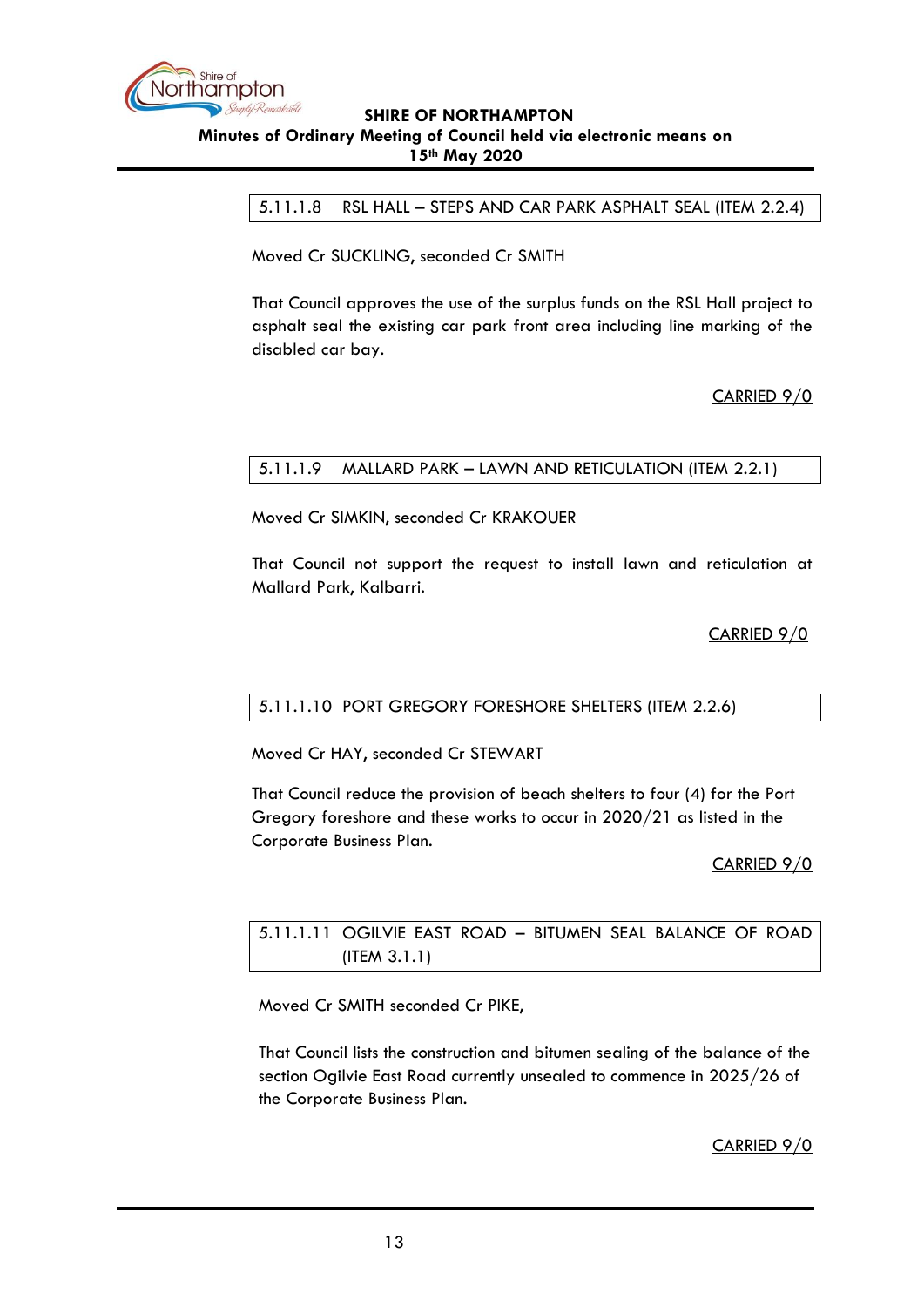### 5.11.1.8 RSL HALL – STEPS AND CAR PARK ASPHALT SEAL (ITEM 2.2.4)

Moved Cr SUCKLING, seconded Cr SMITH

That Council approves the use of the surplus funds on the RSL Hall project to asphalt seal the existing car park front area including line marking of the disabled car bay.

CARRIED 9/0

### 5.11.1.9 MALLARD PARK – LAWN AND RETICULATION (ITEM 2.2.1)

Moved Cr SIMKIN, seconded Cr KRAKOUER

That Council not support the request to install lawn and reticulation at Mallard Park, Kalbarri.

CARRIED 9/0

### 5.11.1.10 PORT GREGORY FORESHORE SHELTERS (ITEM 2.2.6)

Moved Cr HAY, seconded Cr STEWART

That Council reduce the provision of beach shelters to four (4) for the Port Gregory foreshore and these works to occur in 2020/21 as listed in the Corporate Business Plan.

CARRIED 9/0

### 5.11.1.11 OGILVIE EAST ROAD – BITUMEN SEAL BALANCE OF ROAD (ITEM 3.1.1)

Moved Cr SMITH seconded Cr PIKE,

That Council lists the construction and bitumen sealing of the balance of the section Ogilvie East Road currently unsealed to commence in 2025/26 of the Corporate Business Plan.

CARRIED 9/0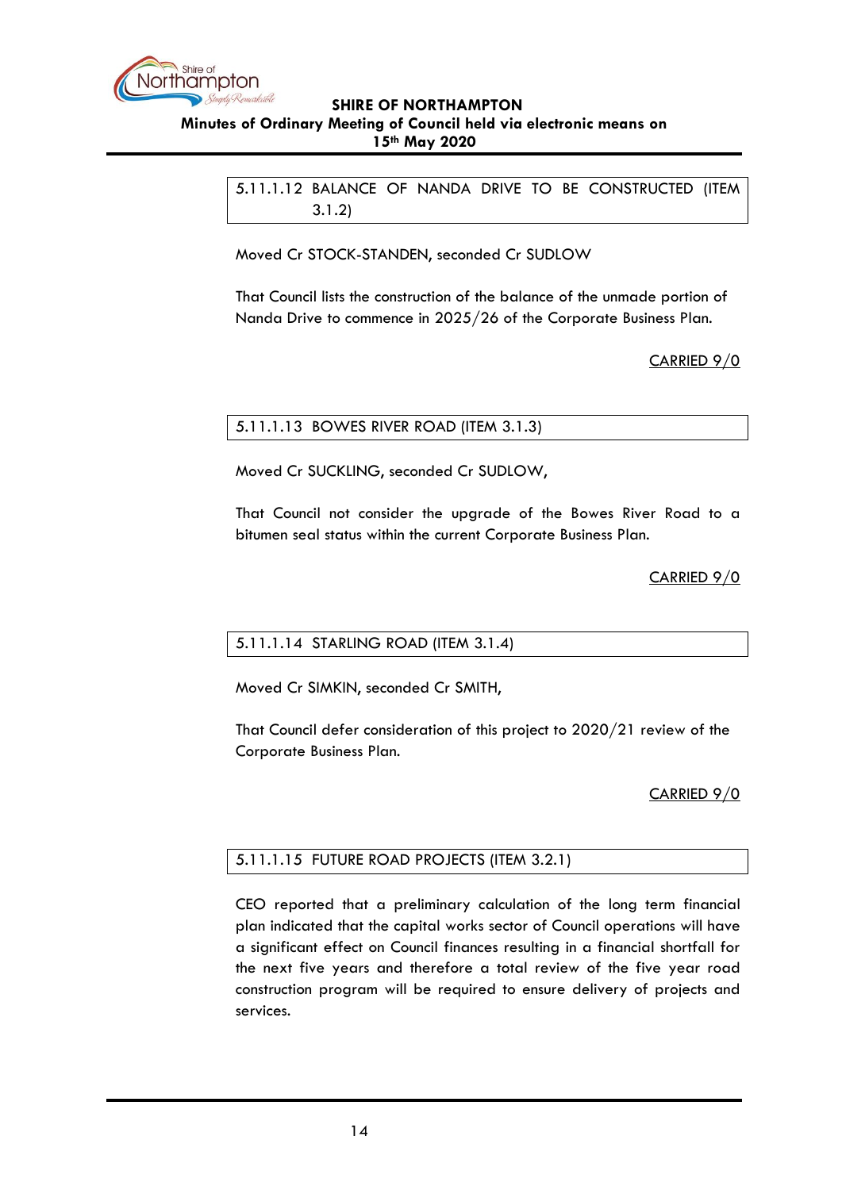### 5.11.1.12 BALANCE OF NANDA DRIVE TO BE CONSTRUCTED (ITEM 3.1.2)

Moved Cr STOCK-STANDEN, seconded Cr SUDLOW

That Council lists the construction of the balance of the unmade portion of Nanda Drive to commence in 2025/26 of the Corporate Business Plan.

CARRIED 9/0

### 5.11.1.13 BOWES RIVER ROAD (ITEM 3.1.3)

Moved Cr SUCKLING, seconded Cr SUDLOW,

That Council not consider the upgrade of the Bowes River Road to a bitumen seal status within the current Corporate Business Plan.

CARRIED 9/0

### 5.11.1.14 STARLING ROAD (ITEM 3.1.4)

Moved Cr SIMKIN, seconded Cr SMITH,

That Council defer consideration of this project to 2020/21 review of the Corporate Business Plan.

CARRIED 9/0

### 5.11.1.15 FUTURE ROAD PROJECTS (ITEM 3.2.1)

CEO reported that a preliminary calculation of the long term financial plan indicated that the capital works sector of Council operations will have a significant effect on Council finances resulting in a financial shortfall for the next five years and therefore a total review of the five year road construction program will be required to ensure delivery of projects and services.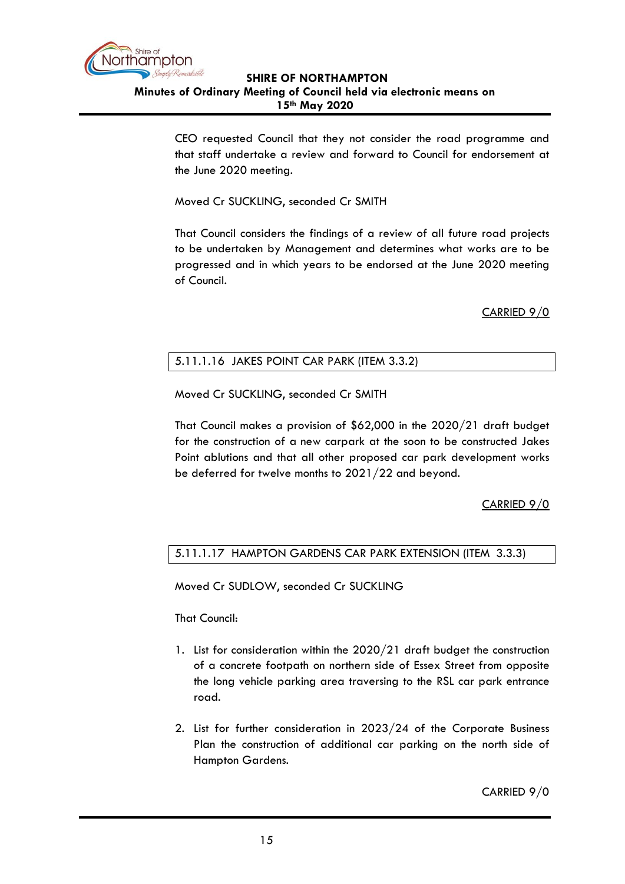CEO requested Council that they not consider the road programme and that staff undertake a review and forward to Council for endorsement at the June 2020 meeting.

Moved Cr SUCKLING, seconded Cr SMITH

That Council considers the findings of a review of all future road projects to be undertaken by Management and determines what works are to be progressed and in which years to be endorsed at the June 2020 meeting of Council.

<u>CARRIED 9/0</u>

### 5.11.1.16 JAKES POINT CAR PARK (ITEM 3.3.2)

Moved Cr SUCKLING, seconded Cr SMITH

That Council makes a provision of $62,000 in the 2020/21 draft budget for the construction of a new carpark at the soon to be constructed Jakes Point ablutions and that all other proposed car park development works be deferred for twelve months to 2021/22 and beyond.

<u>CARRIED 9/0</u>

### 5.11.1.17 HAMPTON GARDENS CAR PARK EXTENSION (ITEM 3.3.3)

Moved Cr SUDLOW, seconded Cr SUCKLING

That Council:

1. List for consideration within the 2020/21 draft budget the construction of a concrete footpath on northern side of Essex Street from opposite the long vehicle parking area traversing to the RSL car park entrance road.

2. List for further consideration in 2023/24 of the Corporate Business Plan the construction of additional car parking on the north side of Hampton Gardens.

CARRIED 9/0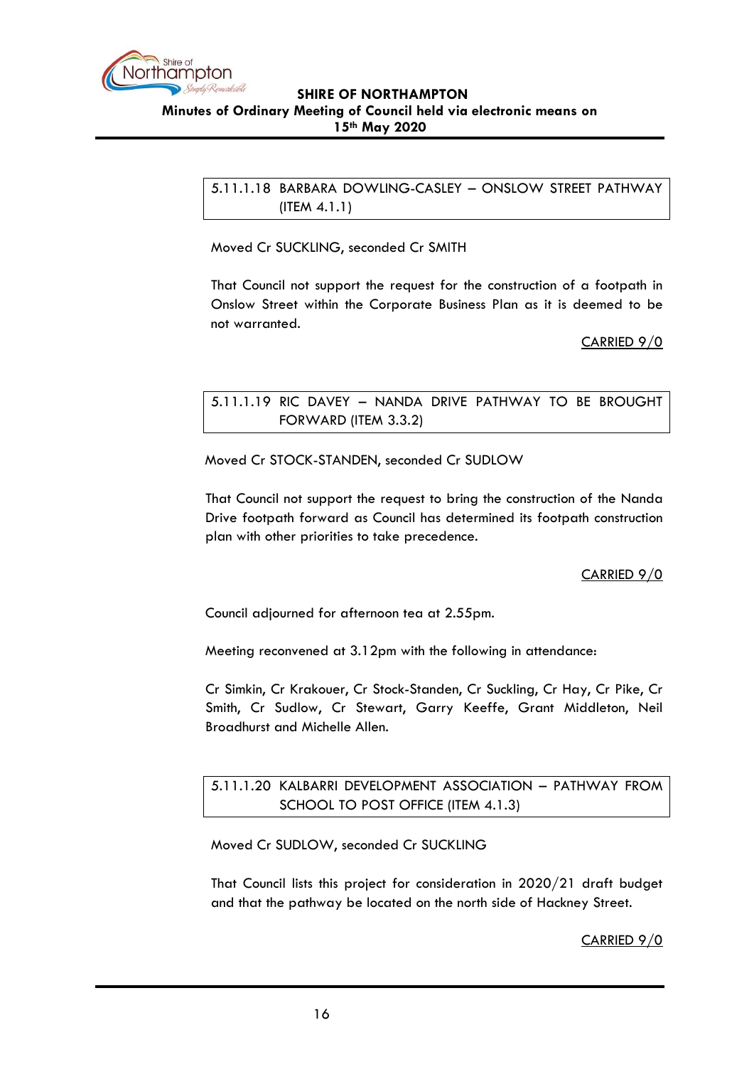5.11.1.18 BARBARA DOWLING-CASLEY – ONSLOW STREET PATHWAY (ITEM 4.1.1)

Moved Cr SUCKLING, seconded Cr SMITH

That Council not support the request for the construction of a footpath in Onslow Street within the Corporate Business Plan as it is deemed to be not warranted.

CARRIED 9/0

5.11.1.19 RIC DAVEY – NANDA DRIVE PATHWAY TO BE BROUGHT FORWARD (ITEM 3.3.2)

Moved Cr STOCK-STANDEN, seconded Cr SUDLOW

That Council not support the request to bring the construction of the Nanda Drive footpath forward as Council has determined its footpath construction plan with other priorities to take precedence.

CARRIED 9/0

Council adjourned for afternoon tea at 2.55pm.

Meeting reconvened at 3.12pm with the following in attendance:

Cr Simkin, Cr Krakouer, Cr Stock-Standen, Cr Suckling, Cr Hay, Cr Pike, Cr Smith, Cr Sudlow, Cr Stewart, Garry Keeffe, Grant Middleton, Neil Broadhurst and Michelle Allen.

5.11.1.20 KALBARRI DEVELOPMENT ASSOCIATION – PATHWAY FROM SCHOOL TO POST OFFICE (ITEM 4.1.3)

Moved Cr SUDLOW, seconded Cr SUCKLING

That Council lists this project for consideration in 2020/21 draft budget and that the pathway be located on the north side of Hackney Street.

CARRIED 9/0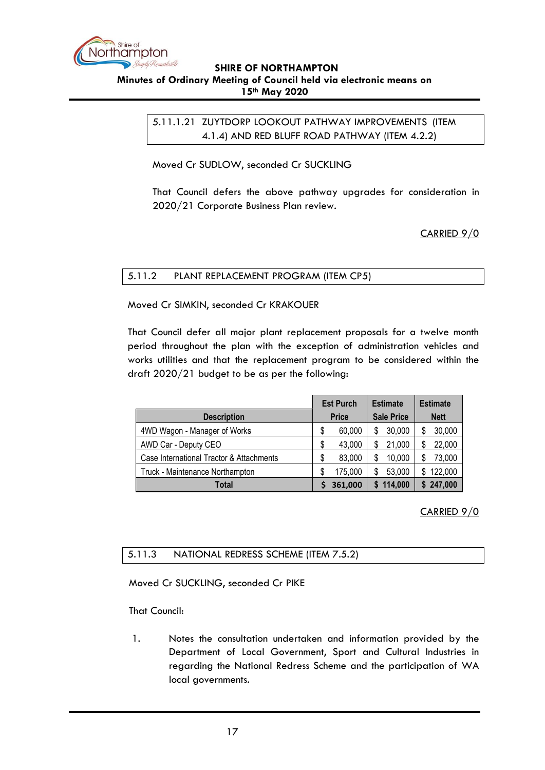### 5.11.1.21 ZUYTDORP LOOKOUT PATHWAY IMPROVEMENTS (ITEM 4.1.4) AND RED BLUFF ROAD PATHWAY (ITEM 4.2.2)

Moved Cr SUDLOW, seconded Cr SUCKLING

That Council defers the above pathway upgrades for consideration in 2020/21 Corporate Business Plan review.

CARRIED 9/0

### 5.11.2 PLANT REPLACEMENT PROGRAM (ITEM CP5)

Moved Cr SIMKIN, seconded Cr KRAKOUER

That Council defer all major plant replacement proposals for a twelve month period throughout the plan with the exception of administration vehicles and works utilities and that the replacement program to be considered within the draft 2020/21 budget to be as per the following:

| Description | Est Purch Price | Estimate Sale Price | Estimate Nett |
|---|---|---|---|
| 4WD Wagon - Manager of Works | $ 60,000 | $ 30,000 | $ 30,000 |
| AWD Car - Deputy CEO | $ 43,000 | $ 21,000 | $ 22,000 |
| Case International Tractor & Attachments | $ 83,000 | $ 10,000 | $ 73,000 |
| Truck - Maintenance Northampton | $ 175,000 | $ 53,000 | $ 122,000 |
| **Total** | **$ 361,000** | **$ 114,000** | **$ 247,000** |

CARRIED 9/0

### 5.11.3 NATIONAL REDRESS SCHEME (ITEM 7.5.2)

Moved Cr SUCKLING, seconded Cr PIKE

That Council:

1. Notes the consultation undertaken and information provided by the Department of Local Government, Sport and Cultural Industries in regarding the National Redress Scheme and the participation of WA local governments.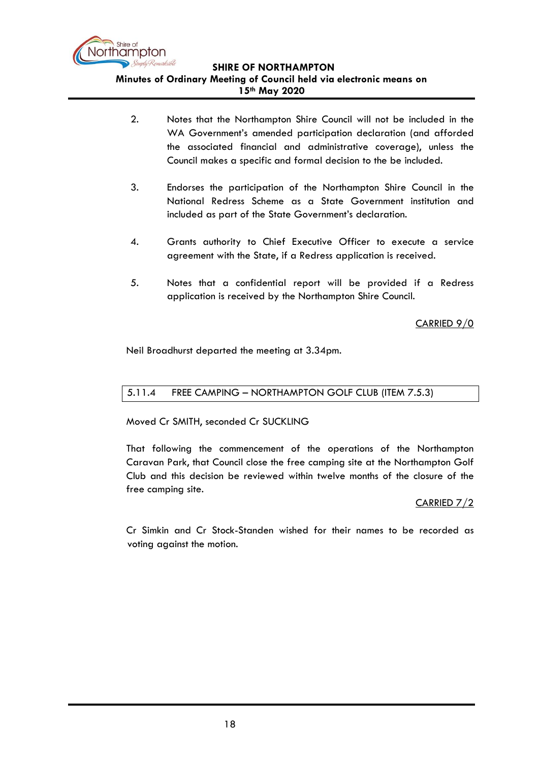2. Notes that the Northampton Shire Council will not be included in the WA Government's amended participation declaration (and afforded the associated financial and administrative coverage), unless the Council makes a specific and formal decision to the be included.

3. Endorses the participation of the Northampton Shire Council in the National Redress Scheme as a State Government institution and included as part of the State Government's declaration.

4. Grants authority to Chief Executive Officer to execute a service agreement with the State, if a Redress application is received.

5. Notes that a confidential report will be provided if a Redress application is received by the Northampton Shire Council.

CARRIED 9/0

Neil Broadhurst departed the meeting at 3.34pm.

### 5.11.4 FREE CAMPING – NORTHAMPTON GOLF CLUB (ITEM 7.5.3)

Moved Cr SMITH, seconded Cr SUCKLING

That following the commencement of the operations of the Northampton Caravan Park, that Council close the free camping site at the Northampton Golf Club and this decision be reviewed within twelve months of the closure of the free camping site.

CARRIED 7/2

Cr Simkin and Cr Stock-Standen wished for their names to be recorded as voting against the motion.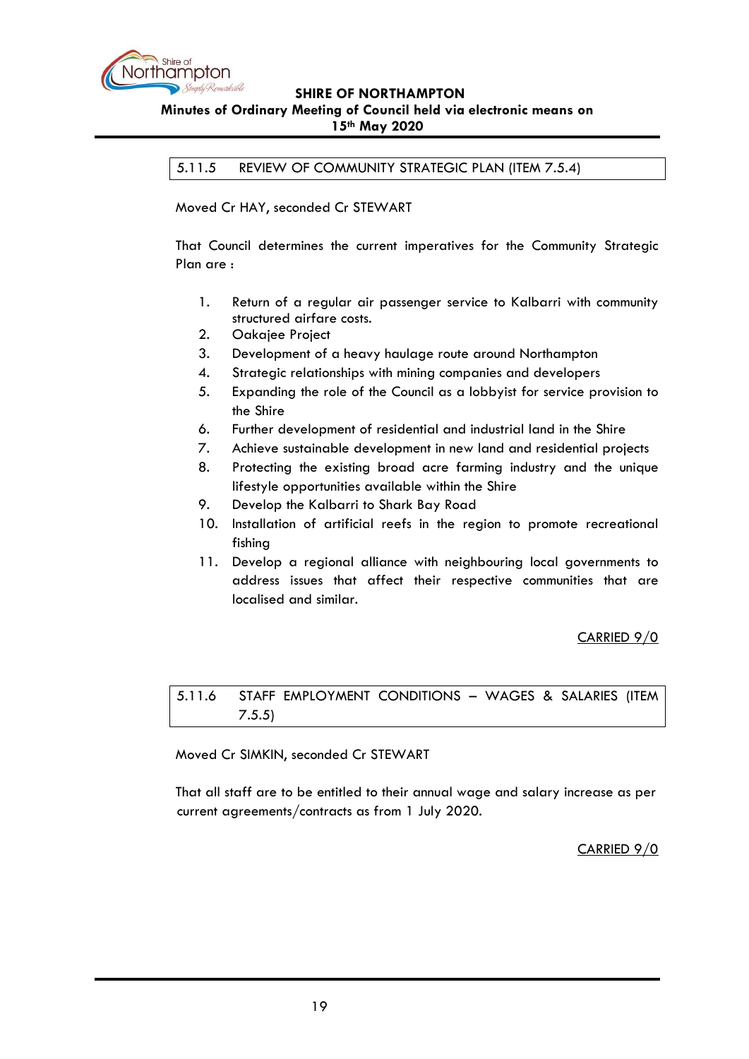## 5.11.5 REVIEW OF COMMUNITY STRATEGIC PLAN (ITEM 7.5.4)

Moved Cr HAY, seconded Cr STEWART

That Council determines the current imperatives for the Community Strategic Plan are :

1. Return of a regular air passenger service to Kalbarri with community structured airfare costs.
2. Oakajee Project
3. Development of a heavy haulage route around Northampton
4. Strategic relationships with mining companies and developers
5. Expanding the role of the Council as a lobbyist for service provision to the Shire
6. Further development of residential and industrial land in the Shire
7. Achieve sustainable development in new land and residential projects
8. Protecting the existing broad acre farming industry and the unique lifestyle opportunities available within the Shire
9. Develop the Kalbarri to Shark Bay Road
10. Installation of artificial reefs in the region to promote recreational fishing
11. Develop a regional alliance with neighbouring local governments to address issues that affect their respective communities that are localised and similar.

CARRIED 9/0

## 5.11.6 STAFF EMPLOYMENT CONDITIONS – WAGES & SALARIES (ITEM 7.5.5)

Moved Cr SIMKIN, seconded Cr STEWART

That all staff are to be entitled to their annual wage and salary increase as per current agreements/contracts as from 1 July 2020.

CARRIED 9/0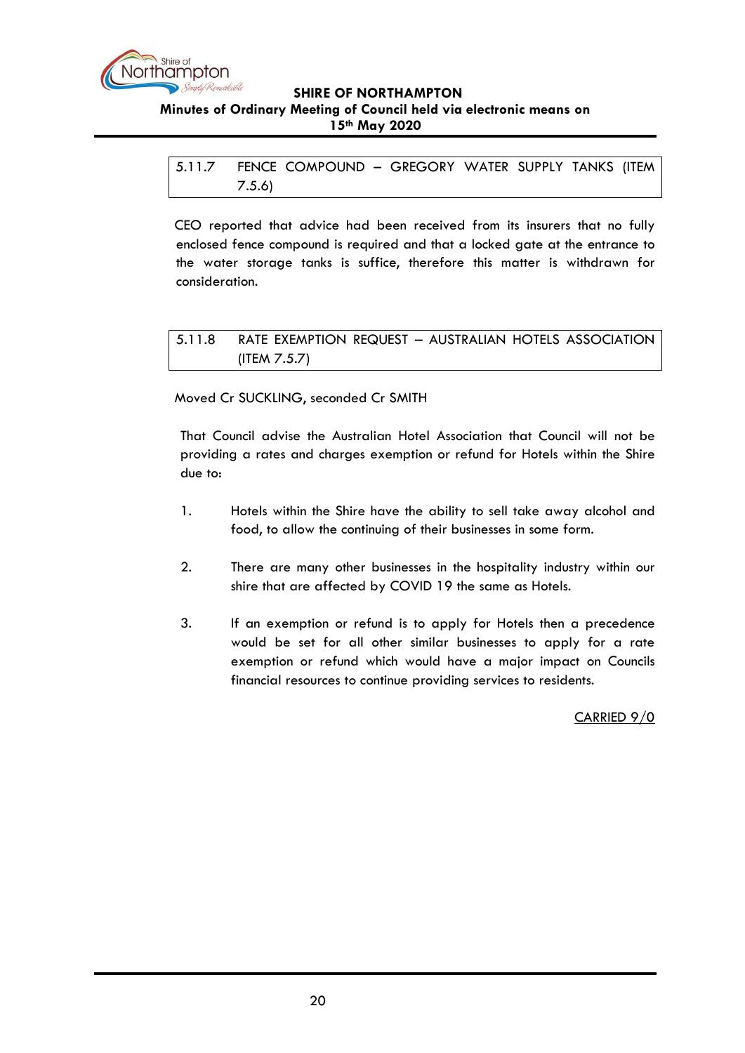### 5.11.7 FENCE COMPOUND – GREGORY WATER SUPPLY TANKS (ITEM 7.5.6)

CEO reported that advice had been received from its insurers that no fully enclosed fence compound is required and that a locked gate at the entrance to the water storage tanks is suffice, therefore this matter is withdrawn for consideration.

### 5.11.8 RATE EXEMPTION REQUEST – AUSTRALIAN HOTELS ASSOCIATION (ITEM 7.5.7)

Moved Cr SUCKLING, seconded Cr SMITH

That Council advise the Australian Hotel Association that Council will not be providing a rates and charges exemption or refund for Hotels within the Shire due to:

1. Hotels within the Shire have the ability to sell take away alcohol and food, to allow the continuing of their businesses in some form.

2. There are many other businesses in the hospitality industry within our shire that are affected by COVID 19 the same as Hotels.

3. If an exemption or refund is to apply for Hotels then a precedence would be set for all other similar businesses to apply for a rate exemption or refund which would have a major impact on Councils financial resources to continue providing services to residents.

<u>CARRIED 9/0</u>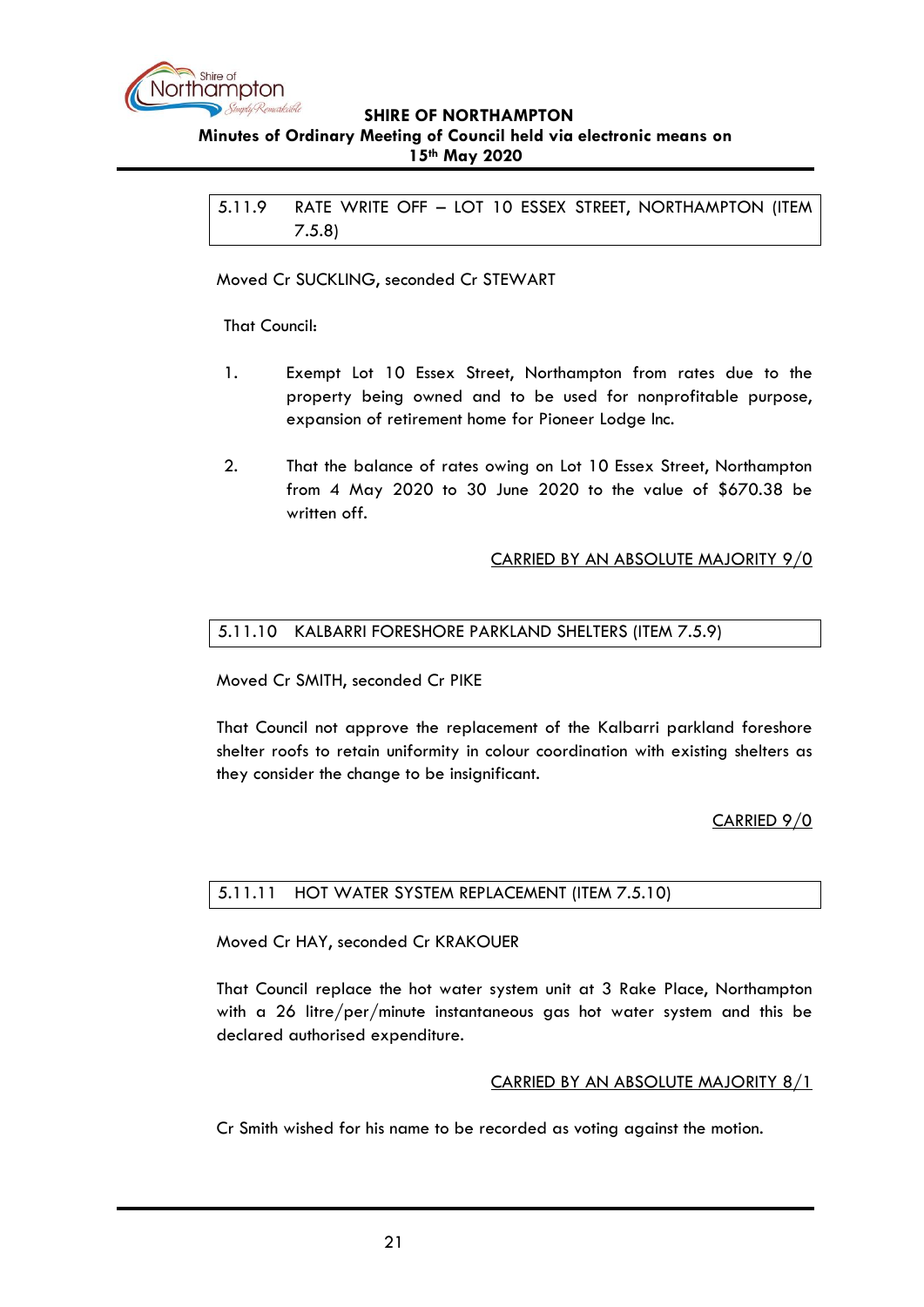### 5.11.9 RATE WRITE OFF – LOT 10 ESSEX STREET, NORTHAMPTON (ITEM 7.5.8)

Moved Cr SUCKLING, seconded Cr STEWART

That Council:

1. Exempt Lot 10 Essex Street, Northampton from rates due to the property being owned and to be used for nonprofitable purpose, expansion of retirement home for Pioneer Lodge Inc.

2. That the balance of rates owing on Lot 10 Essex Street, Northampton from 4 May 2020 to 30 June 2020 to the value of $670.38 be written off.

CARRIED BY AN ABSOLUTE MAJORITY 9/0

### 5.11.10 KALBARRI FORESHORE PARKLAND SHELTERS (ITEM 7.5.9)

Moved Cr SMITH, seconded Cr PIKE

That Council not approve the replacement of the Kalbarri parkland foreshore shelter roofs to retain uniformity in colour coordination with existing shelters as they consider the change to be insignificant.

CARRIED 9/0

### 5.11.11 HOT WATER SYSTEM REPLACEMENT (ITEM 7.5.10)

Moved Cr HAY, seconded Cr KRAKOUER

That Council replace the hot water system unit at 3 Rake Place, Northampton with a 26 litre/per/minute instantaneous gas hot water system and this be declared authorised expenditure.

CARRIED BY AN ABSOLUTE MAJORITY 8/1

Cr Smith wished for his name to be recorded as voting against the motion.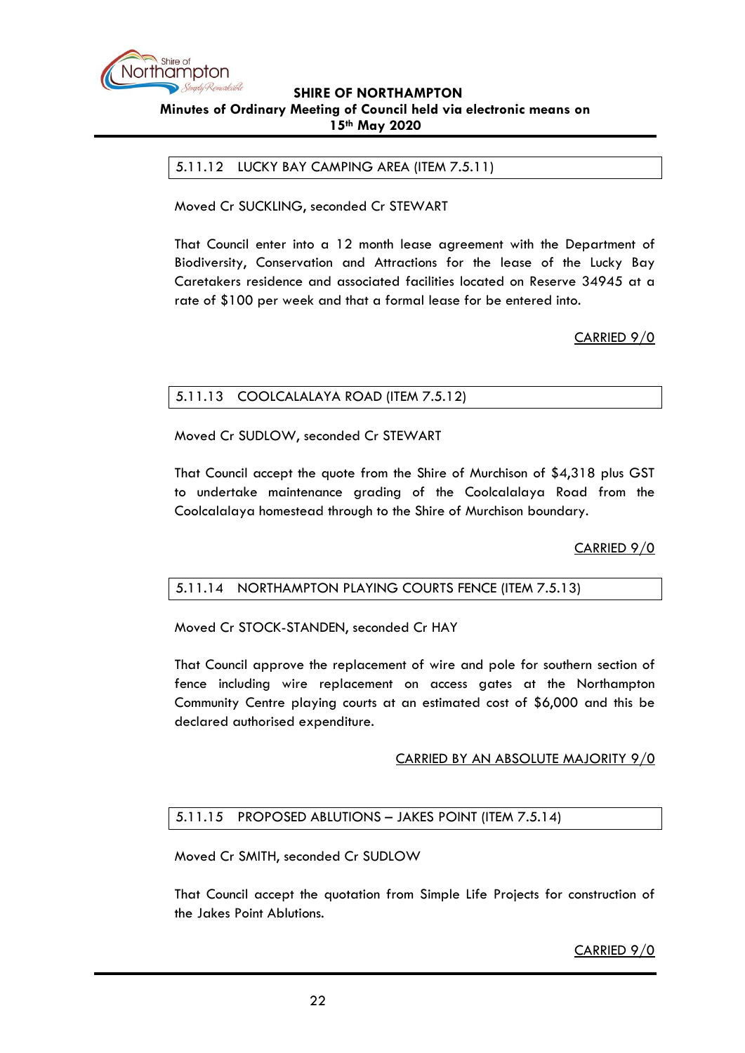### 5.11.12 LUCKY BAY CAMPING AREA (ITEM 7.5.11)

Moved Cr SUCKLING, seconded Cr STEWART

That Council enter into a 12 month lease agreement with the Department of Biodiversity, Conservation and Attractions for the lease of the Lucky Bay Caretakers residence and associated facilities located on Reserve 34945 at a rate of $100 per week and that a formal lease for be entered into.

CARRIED 9/0

### 5.11.13 COOLCALALAYA ROAD (ITEM 7.5.12)

Moved Cr SUDLOW, seconded Cr STEWART

That Council accept the quote from the Shire of Murchison of $4,318 plus GST to undertake maintenance grading of the Coolcalalaya Road from the Coolcalalaya homestead through to the Shire of Murchison boundary.

CARRIED 9/0

### 5.11.14 NORTHAMPTON PLAYING COURTS FENCE (ITEM 7.5.13)

Moved Cr STOCK-STANDEN, seconded Cr HAY

That Council approve the replacement of wire and pole for southern section of fence including wire replacement on access gates at the Northampton Community Centre playing courts at an estimated cost of $6,000 and this be declared authorised expenditure.

CARRIED BY AN ABSOLUTE MAJORITY 9/0

### 5.11.15 PROPOSED ABLUTIONS – JAKES POINT (ITEM 7.5.14)

Moved Cr SMITH, seconded Cr SUDLOW

That Council accept the quotation from Simple Life Projects for construction of the Jakes Point Ablutions.

CARRIED 9/0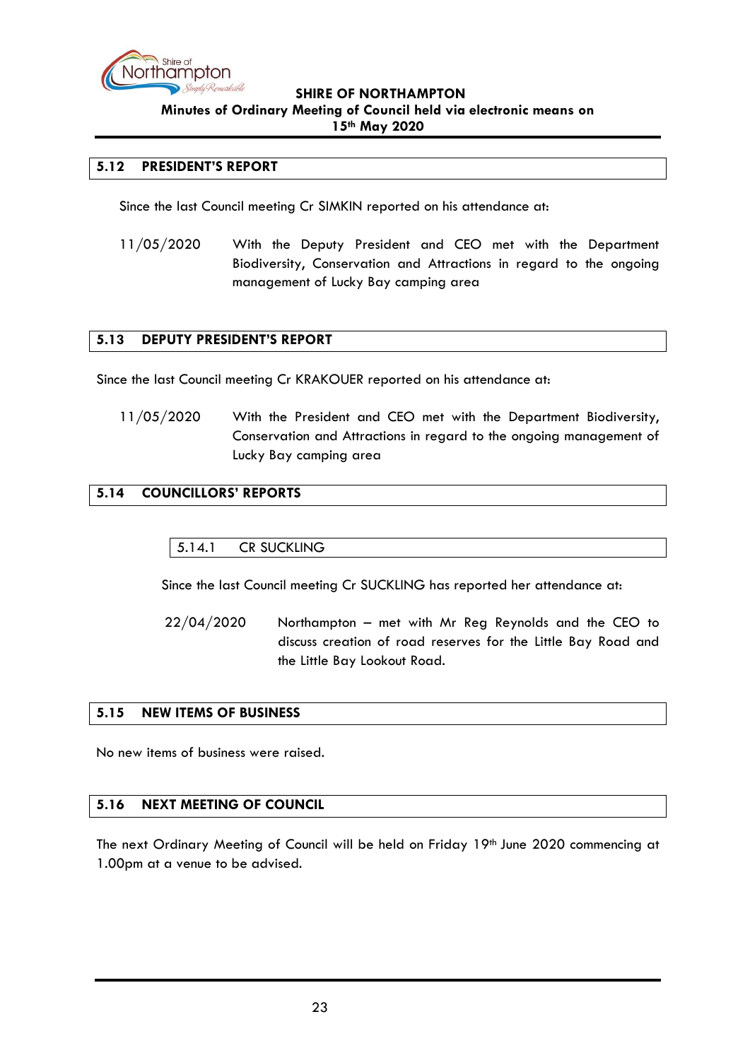## 5.12 PRESIDENT'S REPORT

Since the last Council meeting Cr SIMKIN reported on his attendance at:

11/05/2020 With the Deputy President and CEO met with the Department Biodiversity, Conservation and Attractions in regard to the ongoing management of Lucky Bay camping area

## 5.13 DEPUTY PRESIDENT'S REPORT

Since the last Council meeting Cr KRAKOUER reported on his attendance at:

11/05/2020 With the President and CEO met with the Department Biodiversity, Conservation and Attractions in regard to the ongoing management of Lucky Bay camping area

## 5.14 COUNCILLORS' REPORTS

### 5.14.1 CR SUCKLING

Since the last Council meeting Cr SUCKLING has reported her attendance at:

22/04/2020 Northampton – met with Mr Reg Reynolds and the CEO to discuss creation of road reserves for the Little Bay Road and the Little Bay Lookout Road.

## 5.15 NEW ITEMS OF BUSINESS

No new items of business were raised.

## 5.16 NEXT MEETING OF COUNCIL

The next Ordinary Meeting of Council will be held on Friday 19th June 2020 commencing at 1.00pm at a venue to be advised.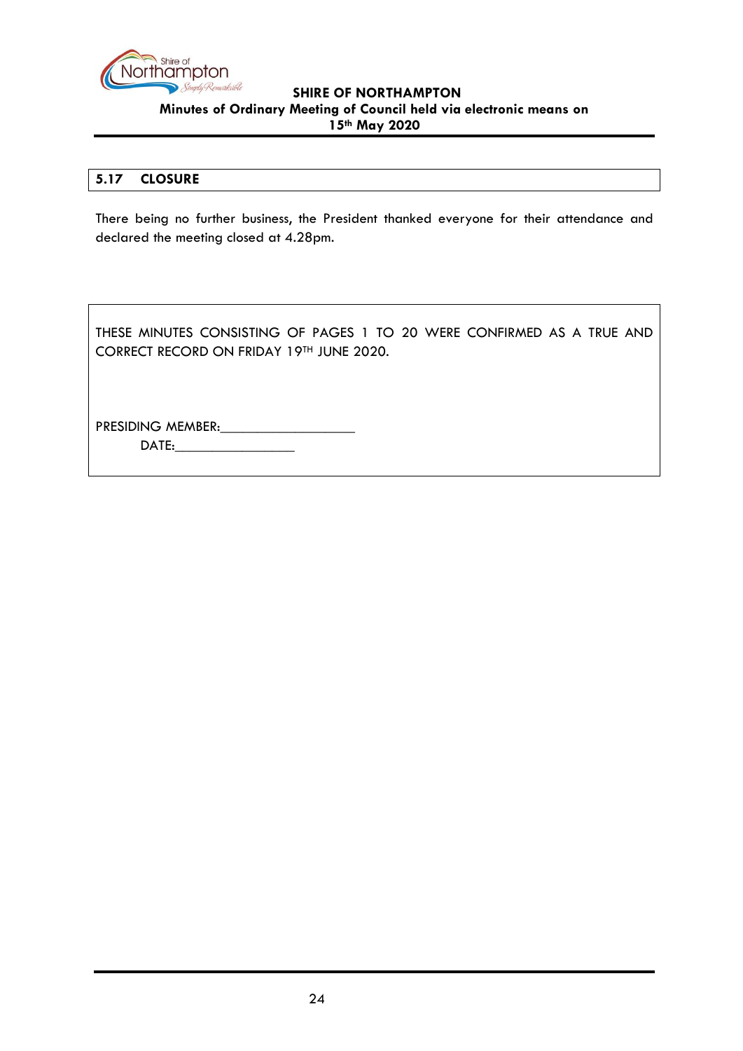## 5.17 CLOSURE

There being no further business, the President thanked everyone for their attendance and declared the meeting closed at 4.28pm.

THESE MINUTES CONSISTING OF PAGES 1 TO 20 WERE CONFIRMED AS A TRUE AND CORRECT RECORD ON FRIDAY 19TH JUNE 2020.

PRESIDING MEMBER:\_\_\_\_\_\_\_\_\_\_\_\_\_\_\_\_\_\_

DATE:\_\_\_\_\_\_\_\_\_\_\_\_\_\_\_\_